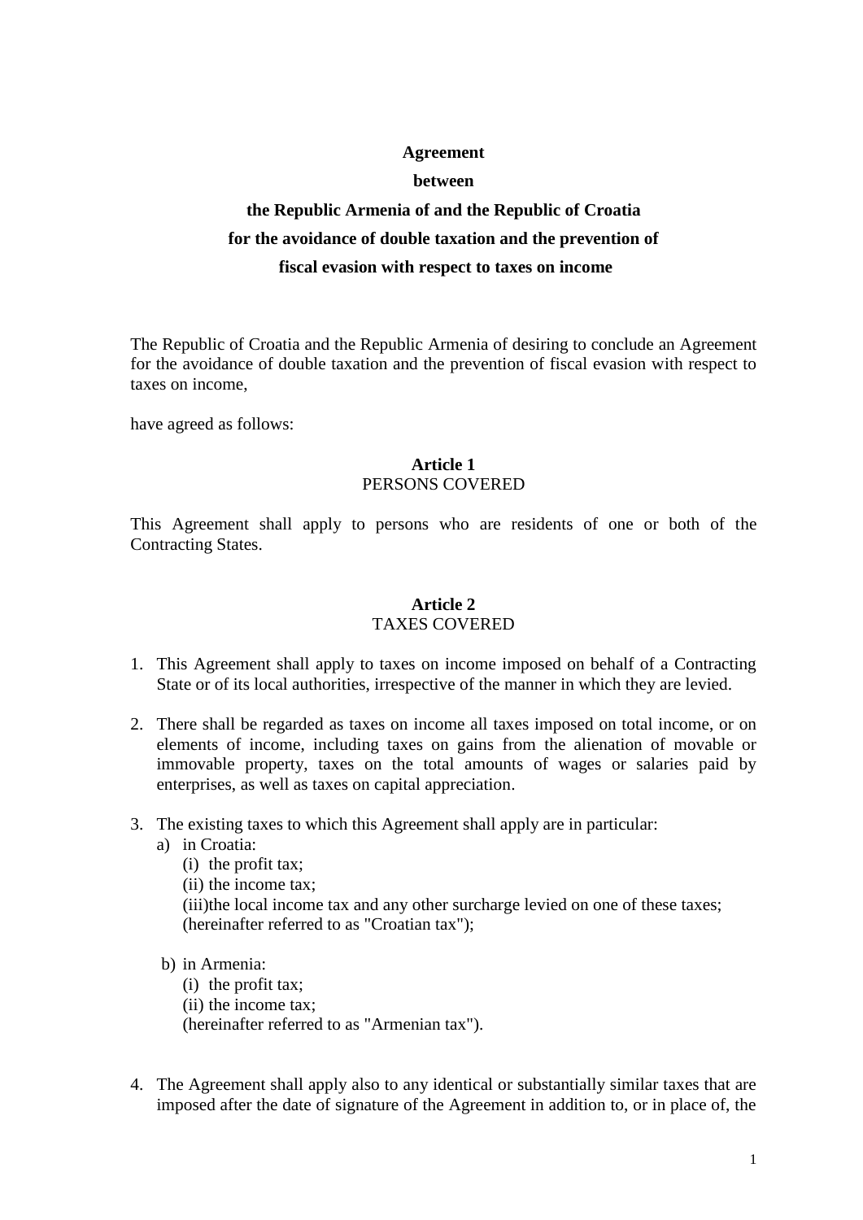**Agreement**

**between**

**the Republic Armenia of and the Republic of Croatia**

**for the avoidance of double taxation and the prevention of**

**fiscal evasion with respect to taxes on income**

The Republic of Croatia and the Republic Armenia of desiring to conclude an Agreement for the avoidance of double taxation and the prevention of fiscal evasion with respect to taxes on income,

have agreed as follows:

**Article 1**
PERSONS COVERED

This Agreement shall apply to persons who are residents of one or both of the Contracting States.

**Article 2**
TAXES COVERED

1. This Agreement shall apply to taxes on income imposed on behalf of a Contracting State or of its local authorities, irrespective of the manner in which they are levied.

2. There shall be regarded as taxes on income all taxes imposed on total income, or on elements of income, including taxes on gains from the alienation of movable or immovable property, taxes on the total amounts of wages or salaries paid by enterprises, as well as taxes on capital appreciation.

3. The existing taxes to which this Agreement shall apply are in particular:
   a) in Croatia:
      (i) the profit tax;
      (ii) the income tax;
      (iii)the local income tax and any other surcharge levied on one of these taxes;
      (hereinafter referred to as "Croatian tax");

   b) in Armenia:
      (i) the profit tax;
      (ii) the income tax;
      (hereinafter referred to as "Armenian tax").

4. The Agreement shall apply also to any identical or substantially similar taxes that are imposed after the date of signature of the Agreement in addition to, or in place of, the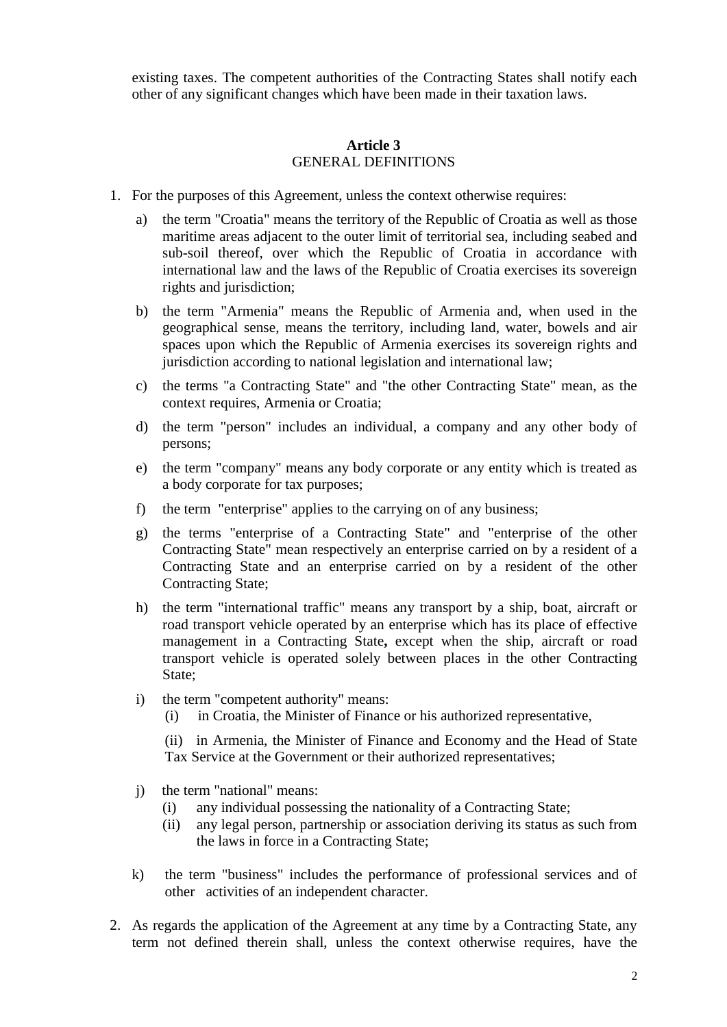existing taxes. The competent authorities of the Contracting States shall notify each other of any significant changes which have been made in their taxation laws.

**Article 3**
GENERAL DEFINITIONS

1. For the purposes of this Agreement, unless the context otherwise requires:

   a) the term "Croatia" means the territory of the Republic of Croatia as well as those maritime areas adjacent to the outer limit of territorial sea, including seabed and sub-soil thereof, over which the Republic of Croatia in accordance with international law and the laws of the Republic of Croatia exercises its sovereign rights and jurisdiction;

   b) the term "Armenia" means the Republic of Armenia and, when used in the geographical sense, means the territory, including land, water, bowels and air spaces upon which the Republic of Armenia exercises its sovereign rights and jurisdiction according to national legislation and international law;

   c) the terms "a Contracting State" and "the other Contracting State" mean, as the context requires, Armenia or Croatia;

   d) the term "person" includes an individual, a company and any other body of persons;

   e) the term "company" means any body corporate or any entity which is treated as a body corporate for tax purposes;

   f) the term "enterprise" applies to the carrying on of any business;

   g) the terms "enterprise of a Contracting State" and "enterprise of the other Contracting State" mean respectively an enterprise carried on by a resident of a Contracting State and an enterprise carried on by a resident of the other Contracting State;

   h) the term "international traffic" means any transport by a ship, boat, aircraft or road transport vehicle operated by an enterprise which has its place of effective management in a Contracting State**,** except when the ship, aircraft or road transport vehicle is operated solely between places in the other Contracting State;

   i) the term "competent authority" means:

      (i) in Croatia, the Minister of Finance or his authorized representative,

      (ii) in Armenia, the Minister of Finance and Economy and the Head of State Tax Service at the Government or their authorized representatives;

   j) the term "national" means:

      (i) any individual possessing the nationality of a Contracting State;

      (ii) any legal person, partnership or association deriving its status as such from the laws in force in a Contracting State;

   k) the term "business" includes the performance of professional services and of other activities of an independent character.

2. As regards the application of the Agreement at any time by a Contracting State, any term not defined therein shall, unless the context otherwise requires, have the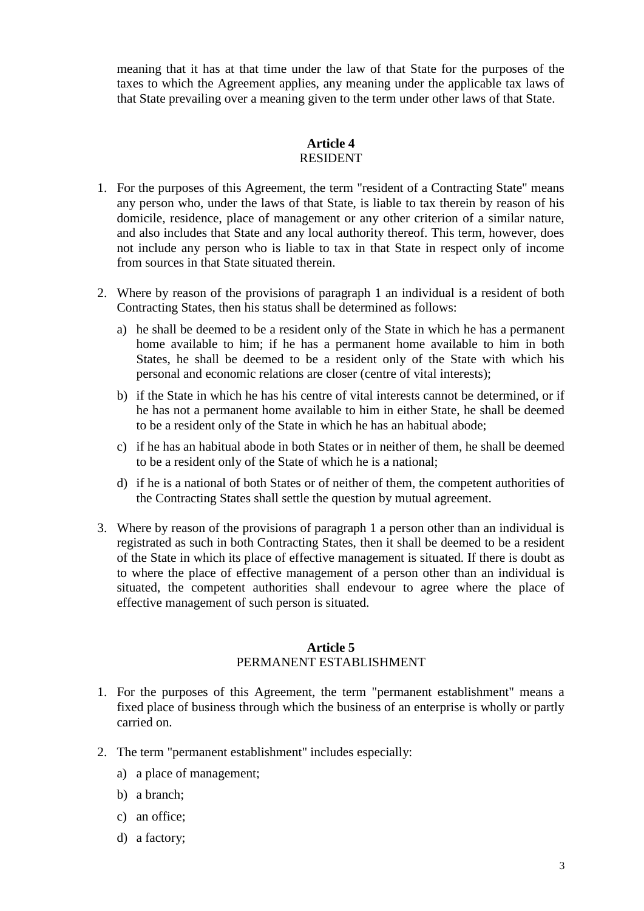meaning that it has at that time under the law of that State for the purposes of the taxes to which the Agreement applies, any meaning under the applicable tax laws of that State prevailing over a meaning given to the term under other laws of that State.

## Article 4
RESIDENT

1. For the purposes of this Agreement, the term "resident of a Contracting State" means any person who, under the laws of that State, is liable to tax therein by reason of his domicile, residence, place of management or any other criterion of a similar nature, and also includes that State and any local authority thereof. This term, however, does not include any person who is liable to tax in that State in respect only of income from sources in that State situated therein.

2. Where by reason of the provisions of paragraph 1 an individual is a resident of both Contracting States, then his status shall be determined as follows:

   a) he shall be deemed to be a resident only of the State in which he has a permanent home available to him; if he has a permanent home available to him in both States, he shall be deemed to be a resident only of the State with which his personal and economic relations are closer (centre of vital interests);

   b) if the State in which he has his centre of vital interests cannot be determined, or if he has not a permanent home available to him in either State, he shall be deemed to be a resident only of the State in which he has an habitual abode;

   c) if he has an habitual abode in both States or in neither of them, he shall be deemed to be a resident only of the State of which he is a national;

   d) if he is a national of both States or of neither of them, the competent authorities of the Contracting States shall settle the question by mutual agreement.

3. Where by reason of the provisions of paragraph 1 a person other than an individual is registrated as such in both Contracting States, then it shall be deemed to be a resident of the State in which its place of effective management is situated. If there is doubt as to where the place of effective management of a person other than an individual is situated, the competent authorities shall endevour to agree where the place of effective management of such person is situated.

## Article 5
PERMANENT ESTABLISHMENT

1. For the purposes of this Agreement, the term "permanent establishment" means a fixed place of business through which the business of an enterprise is wholly or partly carried on.

2. The term "permanent establishment" includes especially:

   a) a place of management;

   b) a branch;

   c) an office;

   d) a factory;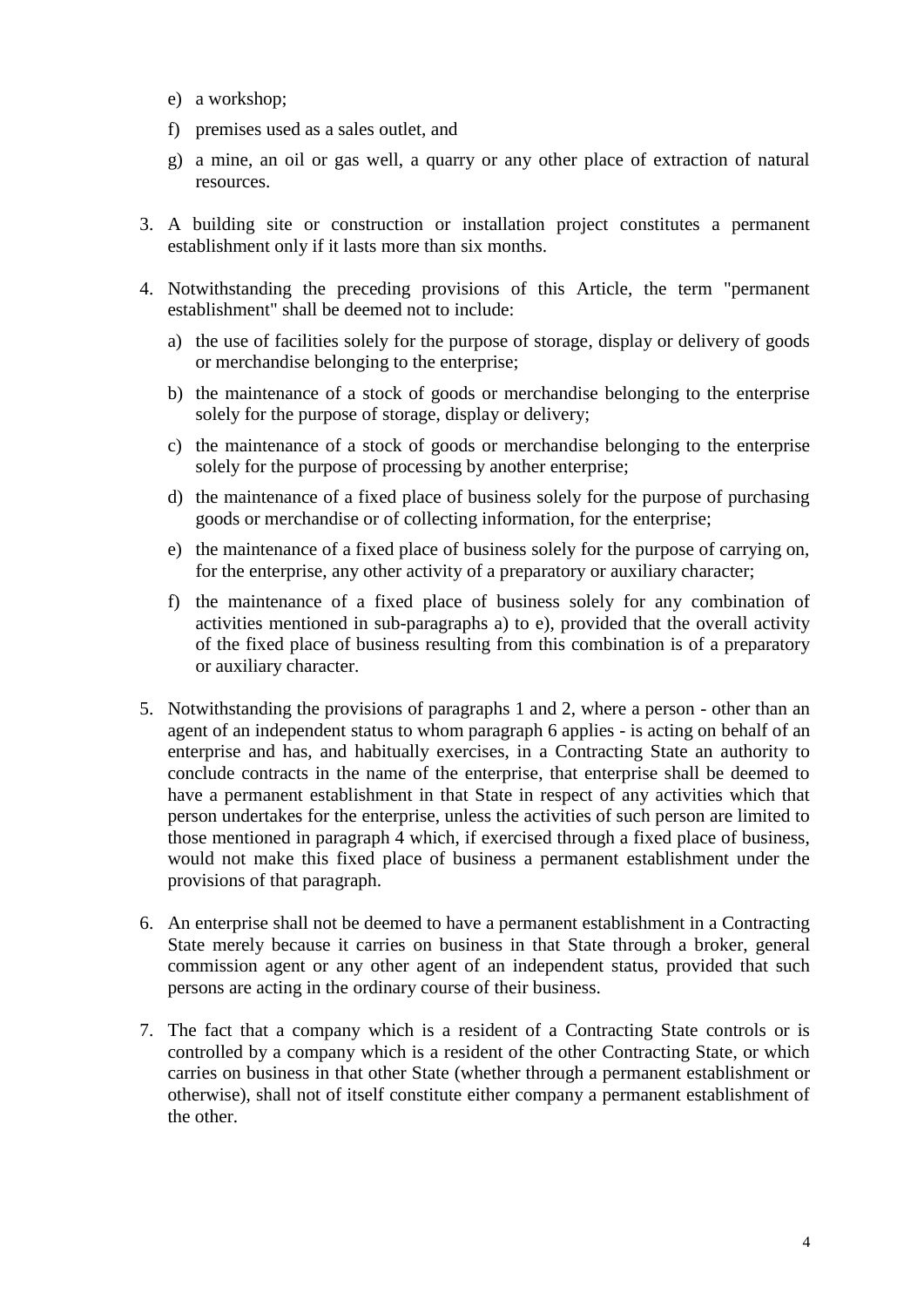e) a workshop;

f) premises used as a sales outlet, and

g) a mine, an oil or gas well, a quarry or any other place of extraction of natural resources.

3. A building site or construction or installation project constitutes a permanent establishment only if it lasts more than six months.

4. Notwithstanding the preceding provisions of this Article, the term "permanent establishment" shall be deemed not to include:

   a) the use of facilities solely for the purpose of storage, display or delivery of goods or merchandise belonging to the enterprise;

   b) the maintenance of a stock of goods or merchandise belonging to the enterprise solely for the purpose of storage, display or delivery;

   c) the maintenance of a stock of goods or merchandise belonging to the enterprise solely for the purpose of processing by another enterprise;

   d) the maintenance of a fixed place of business solely for the purpose of purchasing goods or merchandise or of collecting information, for the enterprise;

   e) the maintenance of a fixed place of business solely for the purpose of carrying on, for the enterprise, any other activity of a preparatory or auxiliary character;

   f) the maintenance of a fixed place of business solely for any combination of activities mentioned in sub-paragraphs a) to e), provided that the overall activity of the fixed place of business resulting from this combination is of a preparatory or auxiliary character.

5. Notwithstanding the provisions of paragraphs 1 and 2, where a person - other than an agent of an independent status to whom paragraph 6 applies - is acting on behalf of an enterprise and has, and habitually exercises, in a Contracting State an authority to conclude contracts in the name of the enterprise, that enterprise shall be deemed to have a permanent establishment in that State in respect of any activities which that person undertakes for the enterprise, unless the activities of such person are limited to those mentioned in paragraph 4 which, if exercised through a fixed place of business, would not make this fixed place of business a permanent establishment under the provisions of that paragraph.

6. An enterprise shall not be deemed to have a permanent establishment in a Contracting State merely because it carries on business in that State through a broker, general commission agent or any other agent of an independent status, provided that such persons are acting in the ordinary course of their business.

7. The fact that a company which is a resident of a Contracting State controls or is controlled by a company which is a resident of the other Contracting State, or which carries on business in that other State (whether through a permanent establishment or otherwise), shall not of itself constitute either company a permanent establishment of the other.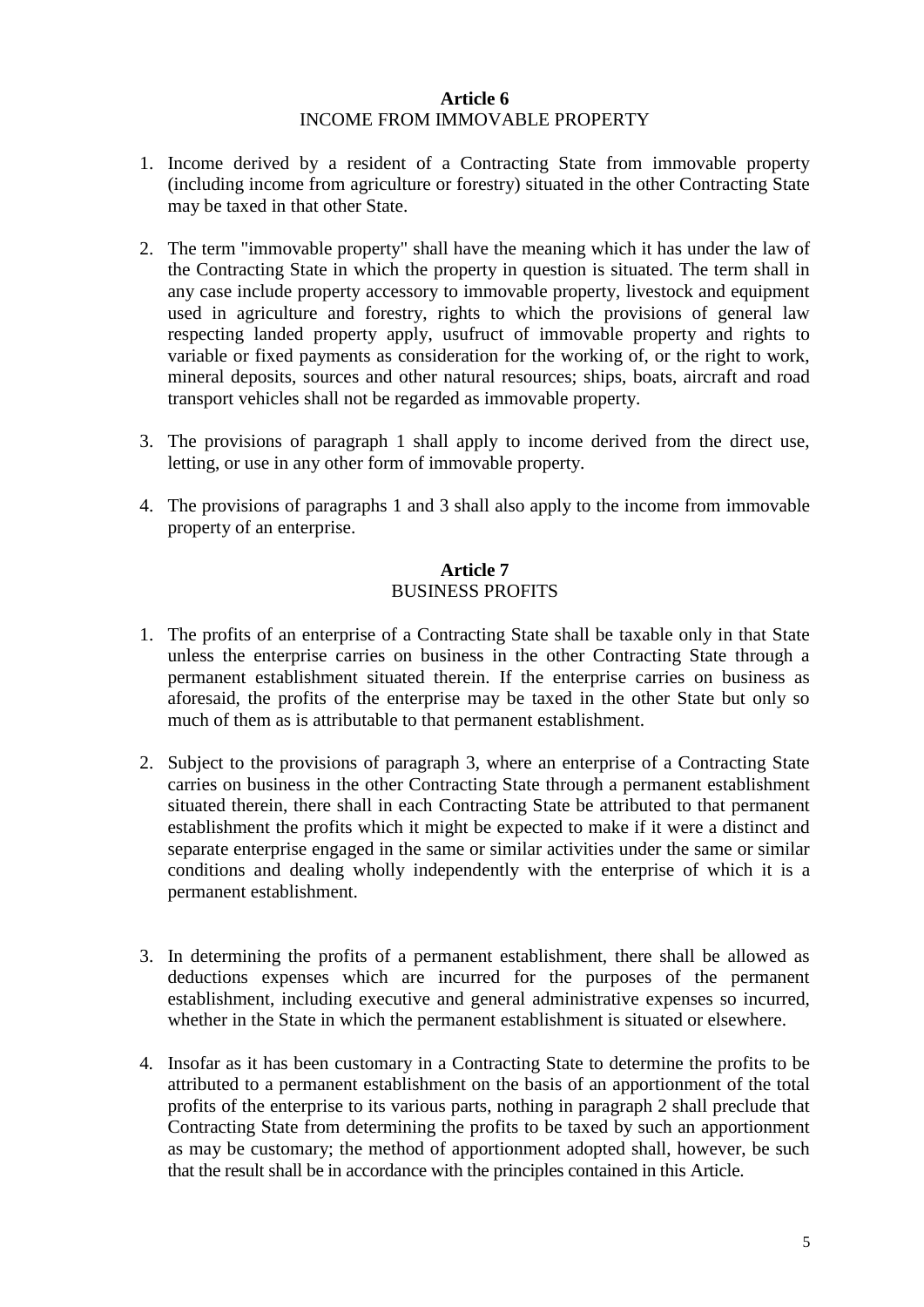## Article 6
### INCOME FROM IMMOVABLE PROPERTY

1. Income derived by a resident of a Contracting State from immovable property (including income from agriculture or forestry) situated in the other Contracting State may be taxed in that other State.

2. The term "immovable property" shall have the meaning which it has under the law of the Contracting State in which the property in question is situated. The term shall in any case include property accessory to immovable property, livestock and equipment used in agriculture and forestry, rights to which the provisions of general law respecting landed property apply, usufruct of immovable property and rights to variable or fixed payments as consideration for the working of, or the right to work, mineral deposits, sources and other natural resources; ships, boats, aircraft and road transport vehicles shall not be regarded as immovable property.

3. The provisions of paragraph 1 shall apply to income derived from the direct use, letting, or use in any other form of immovable property.

4. The provisions of paragraphs 1 and 3 shall also apply to the income from immovable property of an enterprise.

## Article 7
### BUSINESS PROFITS

1. The profits of an enterprise of a Contracting State shall be taxable only in that State unless the enterprise carries on business in the other Contracting State through a permanent establishment situated therein. If the enterprise carries on business as aforesaid, the profits of the enterprise may be taxed in the other State but only so much of them as is attributable to that permanent establishment.

2. Subject to the provisions of paragraph 3, where an enterprise of a Contracting State carries on business in the other Contracting State through a permanent establishment situated therein, there shall in each Contracting State be attributed to that permanent establishment the profits which it might be expected to make if it were a distinct and separate enterprise engaged in the same or similar activities under the same or similar conditions and dealing wholly independently with the enterprise of which it is a permanent establishment.

3. In determining the profits of a permanent establishment, there shall be allowed as deductions expenses which are incurred for the purposes of the permanent establishment, including executive and general administrative expenses so incurred, whether in the State in which the permanent establishment is situated or elsewhere.

4. Insofar as it has been customary in a Contracting State to determine the profits to be attributed to a permanent establishment on the basis of an apportionment of the total profits of the enterprise to its various parts, nothing in paragraph 2 shall preclude that Contracting State from determining the profits to be taxed by such an apportionment as may be customary; the method of apportionment adopted shall, however, be such that the result shall be in accordance with the principles contained in this Article.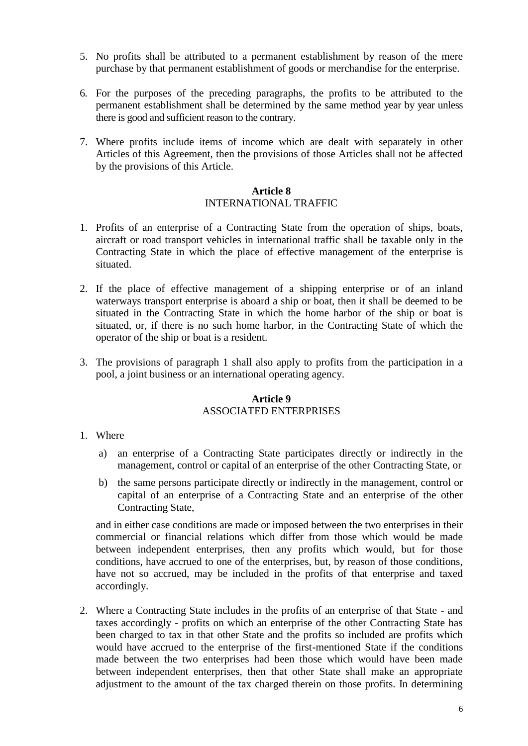5. No profits shall be attributed to a permanent establishment by reason of the mere purchase by that permanent establishment of goods or merchandise for the enterprise.

6. For the purposes of the preceding paragraphs, the profits to be attributed to the permanent establishment shall be determined by the same method year by year unless there is good and sufficient reason to the contrary.

7. Where profits include items of income which are dealt with separately in other Articles of this Agreement, then the provisions of those Articles shall not be affected by the provisions of this Article.

**Article 8**
INTERNATIONAL TRAFFIC

1. Profits of an enterprise of a Contracting State from the operation of ships, boats, aircraft or road transport vehicles in international traffic shall be taxable only in the Contracting State in which the place of effective management of the enterprise is situated.

2. If the place of effective management of a shipping enterprise or of an inland waterways transport enterprise is aboard a ship or boat, then it shall be deemed to be situated in the Contracting State in which the home harbor of the ship or boat is situated, or, if there is no such home harbor, in the Contracting State of which the operator of the ship or boat is a resident.

3. The provisions of paragraph 1 shall also apply to profits from the participation in a pool, a joint business or an international operating agency.

**Article 9**
ASSOCIATED ENTERPRISES

1. Where

   a) an enterprise of a Contracting State participates directly or indirectly in the management, control or capital of an enterprise of the other Contracting State, or

   b) the same persons participate directly or indirectly in the management, control or capital of an enterprise of a Contracting State and an enterprise of the other Contracting State,

   and in either case conditions are made or imposed between the two enterprises in their commercial or financial relations which differ from those which would be made between independent enterprises, then any profits which would, but for those conditions, have accrued to one of the enterprises, but, by reason of those conditions, have not so accrued, may be included in the profits of that enterprise and taxed accordingly.

2. Where a Contracting State includes in the profits of an enterprise of that State - and taxes accordingly - profits on which an enterprise of the other Contracting State has been charged to tax in that other State and the profits so included are profits which would have accrued to the enterprise of the first-mentioned State if the conditions made between the two enterprises had been those which would have been made between independent enterprises, then that other State shall make an appropriate adjustment to the amount of the tax charged therein on those profits. In determining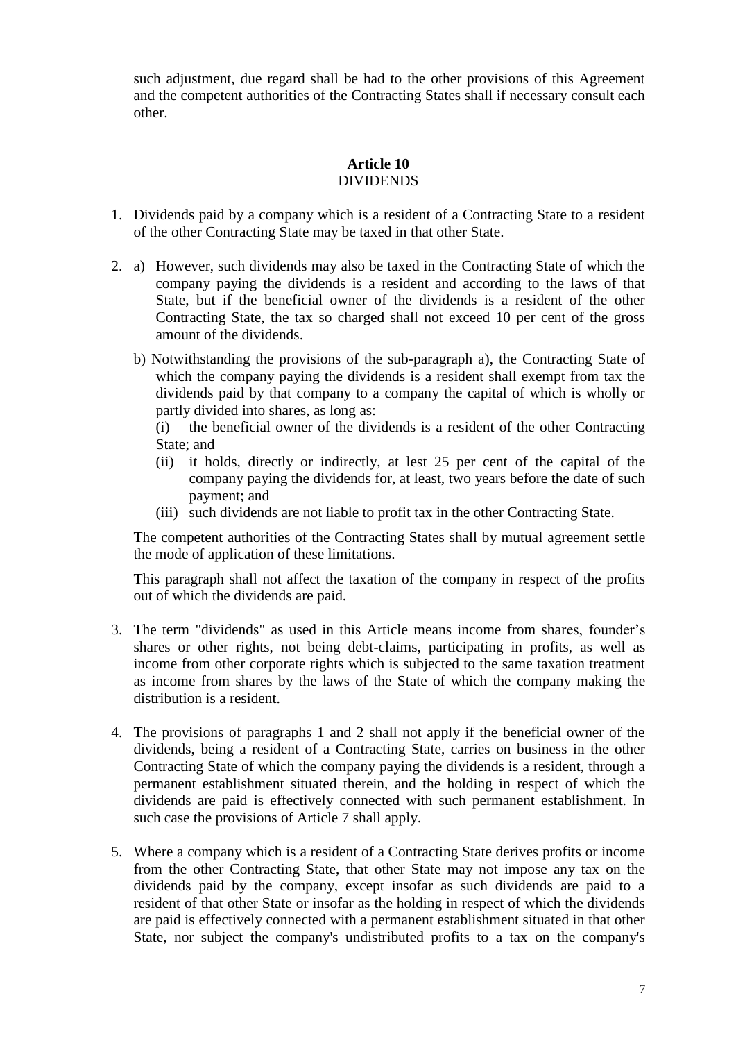such adjustment, due regard shall be had to the other provisions of this Agreement and the competent authorities of the Contracting States shall if necessary consult each other.

## Article 10
## DIVIDENDS

1. Dividends paid by a company which is a resident of a Contracting State to a resident of the other Contracting State may be taxed in that other State.

2. a) However, such dividends may also be taxed in the Contracting State of which the company paying the dividends is a resident and according to the laws of that State, but if the beneficial owner of the dividends is a resident of the other Contracting State, the tax so charged shall not exceed 10 per cent of the gross amount of the dividends.

   b) Notwithstanding the provisions of the sub-paragraph a), the Contracting State of which the company paying the dividends is a resident shall exempt from tax the dividends paid by that company to a company the capital of which is wholly or partly divided into shares, as long as:

   (i) the beneficial owner of the dividends is a resident of the other Contracting State; and

   (ii) it holds, directly or indirectly, at lest 25 per cent of the capital of the company paying the dividends for, at least, two years before the date of such payment; and

   (iii) such dividends are not liable to profit tax in the other Contracting State.

   The competent authorities of the Contracting States shall by mutual agreement settle the mode of application of these limitations.

   This paragraph shall not affect the taxation of the company in respect of the profits out of which the dividends are paid.

3. The term "dividends" as used in this Article means income from shares, founder's shares or other rights, not being debt-claims, participating in profits, as well as income from other corporate rights which is subjected to the same taxation treatment as income from shares by the laws of the State of which the company making the distribution is a resident.

4. The provisions of paragraphs 1 and 2 shall not apply if the beneficial owner of the dividends, being a resident of a Contracting State, carries on business in the other Contracting State of which the company paying the dividends is a resident, through a permanent establishment situated therein, and the holding in respect of which the dividends are paid is effectively connected with such permanent establishment. In such case the provisions of Article 7 shall apply.

5. Where a company which is a resident of a Contracting State derives profits or income from the other Contracting State, that other State may not impose any tax on the dividends paid by the company, except insofar as such dividends are paid to a resident of that other State or insofar as the holding in respect of which the dividends are paid is effectively connected with a permanent establishment situated in that other State, nor subject the company's undistributed profits to a tax on the company's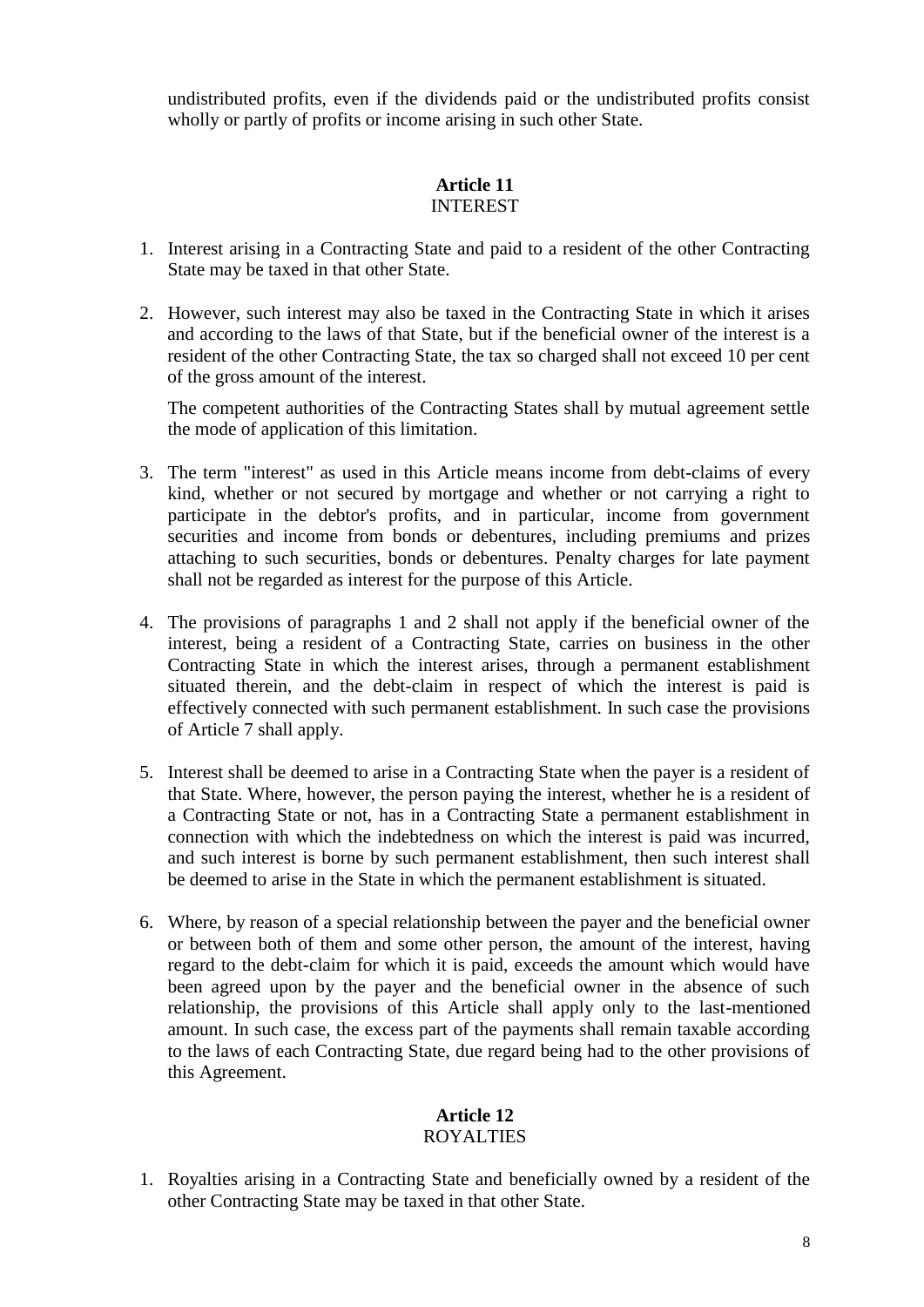undistributed profits, even if the dividends paid or the undistributed profits consist wholly or partly of profits or income arising in such other State.

## Article 11
INTEREST

1. Interest arising in a Contracting State and paid to a resident of the other Contracting State may be taxed in that other State.

2. However, such interest may also be taxed in the Contracting State in which it arises and according to the laws of that State, but if the beneficial owner of the interest is a resident of the other Contracting State, the tax so charged shall not exceed 10 per cent of the gross amount of the interest.

   The competent authorities of the Contracting States shall by mutual agreement settle the mode of application of this limitation.

3. The term "interest" as used in this Article means income from debt-claims of every kind, whether or not secured by mortgage and whether or not carrying a right to participate in the debtor's profits, and in particular, income from government securities and income from bonds or debentures, including premiums and prizes attaching to such securities, bonds or debentures. Penalty charges for late payment shall not be regarded as interest for the purpose of this Article.

4. The provisions of paragraphs 1 and 2 shall not apply if the beneficial owner of the interest, being a resident of a Contracting State, carries on business in the other Contracting State in which the interest arises, through a permanent establishment situated therein, and the debt-claim in respect of which the interest is paid is effectively connected with such permanent establishment. In such case the provisions of Article 7 shall apply.

5. Interest shall be deemed to arise in a Contracting State when the payer is a resident of that State. Where, however, the person paying the interest, whether he is a resident of a Contracting State or not, has in a Contracting State a permanent establishment in connection with which the indebtedness on which the interest is paid was incurred, and such interest is borne by such permanent establishment, then such interest shall be deemed to arise in the State in which the permanent establishment is situated.

6. Where, by reason of a special relationship between the payer and the beneficial owner or between both of them and some other person, the amount of the interest, having regard to the debt-claim for which it is paid, exceeds the amount which would have been agreed upon by the payer and the beneficial owner in the absence of such relationship, the provisions of this Article shall apply only to the last-mentioned amount. In such case, the excess part of the payments shall remain taxable according to the laws of each Contracting State, due regard being had to the other provisions of this Agreement.

## Article 12
ROYALTIES

1. Royalties arising in a Contracting State and beneficially owned by a resident of the other Contracting State may be taxed in that other State.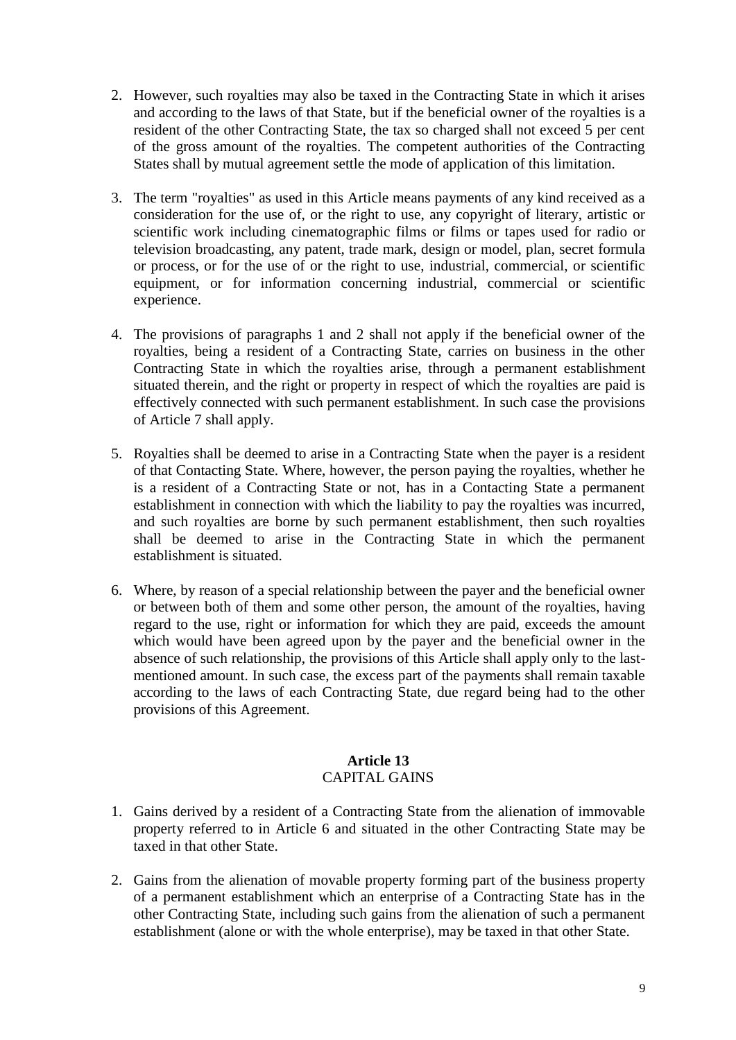2. However, such royalties may also be taxed in the Contracting State in which it arises and according to the laws of that State, but if the beneficial owner of the royalties is a resident of the other Contracting State, the tax so charged shall not exceed 5 per cent of the gross amount of the royalties. The competent authorities of the Contracting States shall by mutual agreement settle the mode of application of this limitation.

3. The term "royalties" as used in this Article means payments of any kind received as a consideration for the use of, or the right to use, any copyright of literary, artistic or scientific work including cinematographic films or films or tapes used for radio or television broadcasting, any patent, trade mark, design or model, plan, secret formula or process, or for the use of or the right to use, industrial, commercial, or scientific equipment, or for information concerning industrial, commercial or scientific experience.

4. The provisions of paragraphs 1 and 2 shall not apply if the beneficial owner of the royalties, being a resident of a Contracting State, carries on business in the other Contracting State in which the royalties arise, through a permanent establishment situated therein, and the right or property in respect of which the royalties are paid is effectively connected with such permanent establishment. In such case the provisions of Article 7 shall apply.

5. Royalties shall be deemed to arise in a Contracting State when the payer is a resident of that Contacting State. Where, however, the person paying the royalties, whether he is a resident of a Contracting State or not, has in a Contacting State a permanent establishment in connection with which the liability to pay the royalties was incurred, and such royalties are borne by such permanent establishment, then such royalties shall be deemed to arise in the Contracting State in which the permanent establishment is situated.

6. Where, by reason of a special relationship between the payer and the beneficial owner or between both of them and some other person, the amount of the royalties, having regard to the use, right or information for which they are paid, exceeds the amount which would have been agreed upon by the payer and the beneficial owner in the absence of such relationship, the provisions of this Article shall apply only to the last-mentioned amount. In such case, the excess part of the payments shall remain taxable according to the laws of each Contracting State, due regard being had to the other provisions of this Agreement.

## Article 13
CAPITAL GAINS

1. Gains derived by a resident of a Contracting State from the alienation of immovable property referred to in Article 6 and situated in the other Contracting State may be taxed in that other State.

2. Gains from the alienation of movable property forming part of the business property of a permanent establishment which an enterprise of a Contracting State has in the other Contracting State, including such gains from the alienation of such a permanent establishment (alone or with the whole enterprise), may be taxed in that other State.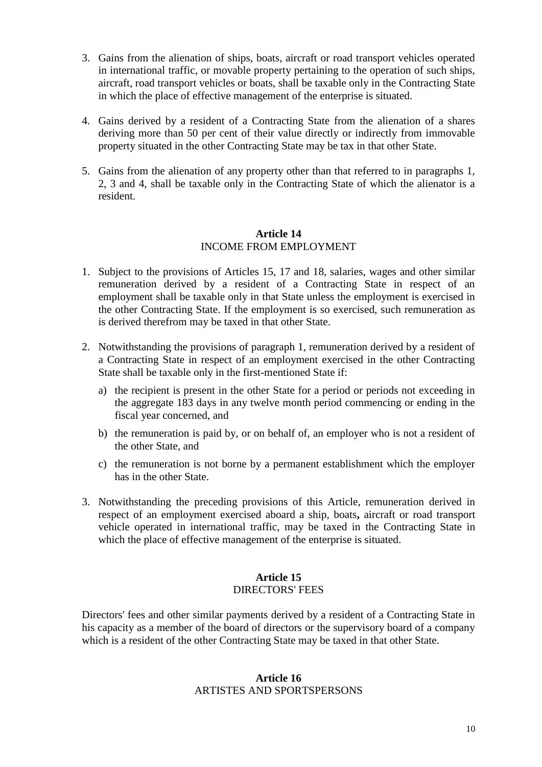3. Gains from the alienation of ships, boats, aircraft or road transport vehicles operated in international traffic, or movable property pertaining to the operation of such ships, aircraft, road transport vehicles or boats, shall be taxable only in the Contracting State in which the place of effective management of the enterprise is situated.

4. Gains derived by a resident of a Contracting State from the alienation of a shares deriving more than 50 per cent of their value directly or indirectly from immovable property situated in the other Contracting State may be tax in that other State.

5. Gains from the alienation of any property other than that referred to in paragraphs 1, 2, 3 and 4, shall be taxable only in the Contracting State of which the alienator is a resident.

## Article 14
INCOME FROM EMPLOYMENT

1. Subject to the provisions of Articles 15, 17 and 18, salaries, wages and other similar remuneration derived by a resident of a Contracting State in respect of an employment shall be taxable only in that State unless the employment is exercised in the other Contracting State. If the employment is so exercised, such remuneration as is derived therefrom may be taxed in that other State.

2. Notwithstanding the provisions of paragraph 1, remuneration derived by a resident of a Contracting State in respect of an employment exercised in the other Contracting State shall be taxable only in the first-mentioned State if:
   a) the recipient is present in the other State for a period or periods not exceeding in the aggregate 183 days in any twelve month period commencing or ending in the fiscal year concerned, and
   b) the remuneration is paid by, or on behalf of, an employer who is not a resident of the other State, and
   c) the remuneration is not borne by a permanent establishment which the employer has in the other State.

3. Notwithstanding the preceding provisions of this Article, remuneration derived in respect of an employment exercised aboard a ship, boats**,** aircraft or road transport vehicle operated in international traffic, may be taxed in the Contracting State in which the place of effective management of the enterprise is situated.

## Article 15
DIRECTORS' FEES

Directors' fees and other similar payments derived by a resident of a Contracting State in his capacity as a member of the board of directors or the supervisory board of a company which is a resident of the other Contracting State may be taxed in that other State.

## Article 16
ARTISTES AND SPORTSPERSONS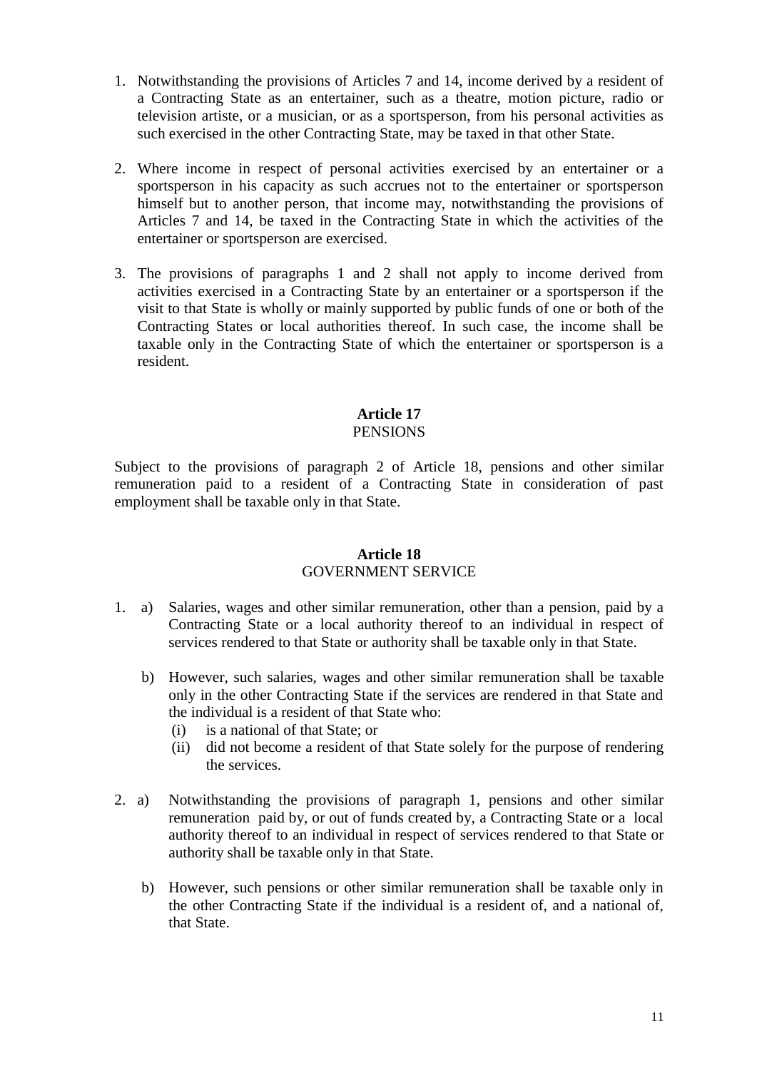1. Notwithstanding the provisions of Articles 7 and 14, income derived by a resident of a Contracting State as an entertainer, such as a theatre, motion picture, radio or television artiste, or a musician, or as a sportsperson, from his personal activities as such exercised in the other Contracting State, may be taxed in that other State.

2. Where income in respect of personal activities exercised by an entertainer or a sportsperson in his capacity as such accrues not to the entertainer or sportsperson himself but to another person, that income may, notwithstanding the provisions of Articles 7 and 14, be taxed in the Contracting State in which the activities of the entertainer or sportsperson are exercised.

3. The provisions of paragraphs 1 and 2 shall not apply to income derived from activities exercised in a Contracting State by an entertainer or a sportsperson if the visit to that State is wholly or mainly supported by public funds of one or both of the Contracting States or local authorities thereof. In such case, the income shall be taxable only in the Contracting State of which the entertainer or sportsperson is a resident.

## Article 17
PENSIONS

Subject to the provisions of paragraph 2 of Article 18, pensions and other similar remuneration paid to a resident of a Contracting State in consideration of past employment shall be taxable only in that State.

## Article 18
GOVERNMENT SERVICE

1. a) Salaries, wages and other similar remuneration, other than a pension, paid by a Contracting State or a local authority thereof to an individual in respect of services rendered to that State or authority shall be taxable only in that State.

   b) However, such salaries, wages and other similar remuneration shall be taxable only in the other Contracting State if the services are rendered in that State and the individual is a resident of that State who:
      (i) is a national of that State; or
      (ii) did not become a resident of that State solely for the purpose of rendering the services.

2. a) Notwithstanding the provisions of paragraph 1, pensions and other similar remuneration paid by, or out of funds created by, a Contracting State or a local authority thereof to an individual in respect of services rendered to that State or authority shall be taxable only in that State.

   b) However, such pensions or other similar remuneration shall be taxable only in the other Contracting State if the individual is a resident of, and a national of, that State.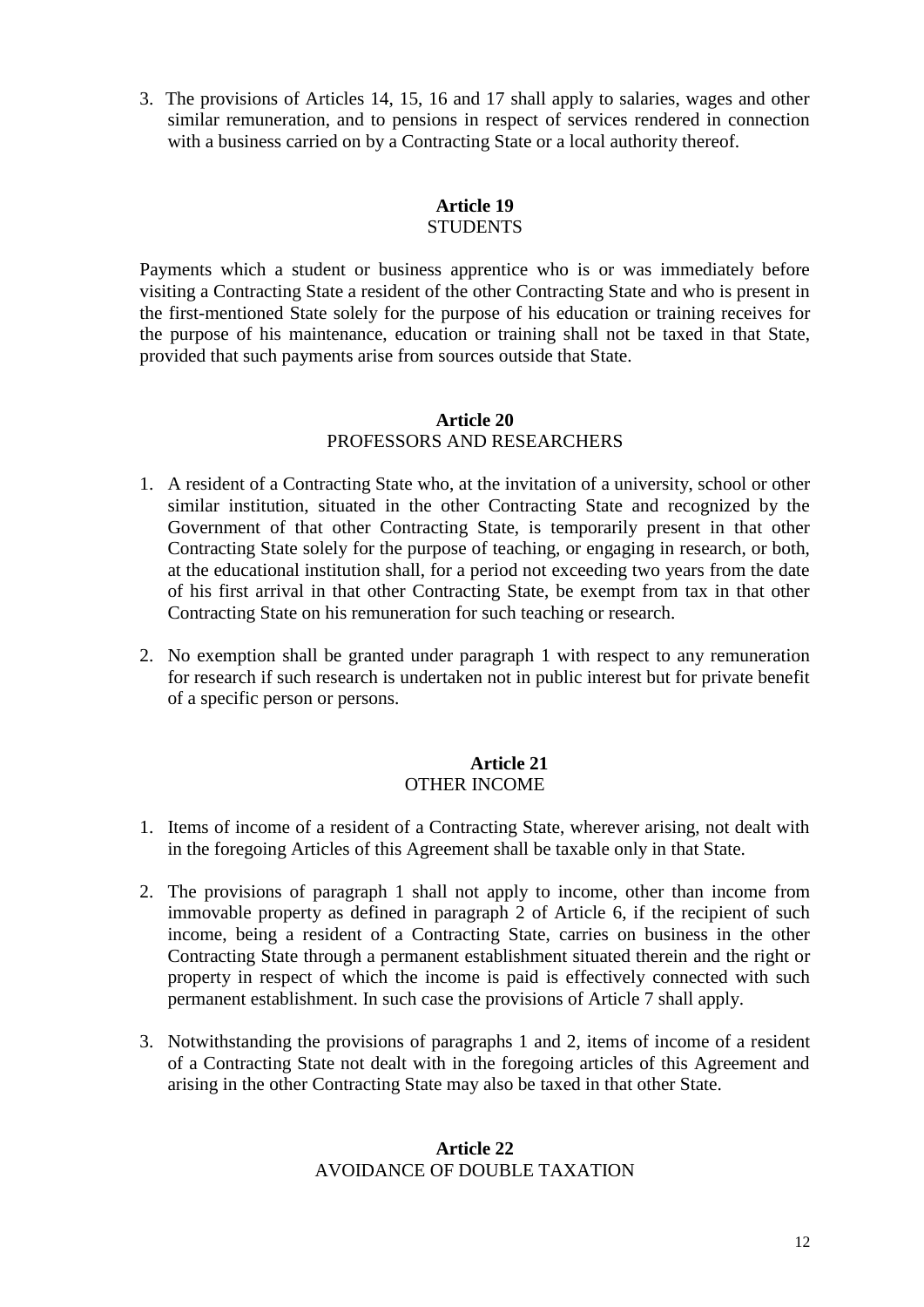3. The provisions of Articles 14, 15, 16 and 17 shall apply to salaries, wages and other similar remuneration, and to pensions in respect of services rendered in connection with a business carried on by a Contracting State or a local authority thereof.

## Article 19
## STUDENTS

Payments which a student or business apprentice who is or was immediately before visiting a Contracting State a resident of the other Contracting State and who is present in the first-mentioned State solely for the purpose of his education or training receives for the purpose of his maintenance, education or training shall not be taxed in that State, provided that such payments arise from sources outside that State.

## Article 20
## PROFESSORS AND RESEARCHERS

1. A resident of a Contracting State who, at the invitation of a university, school or other similar institution, situated in the other Contracting State and recognized by the Government of that other Contracting State, is temporarily present in that other Contracting State solely for the purpose of teaching, or engaging in research, or both, at the educational institution shall, for a period not exceeding two years from the date of his first arrival in that other Contracting State, be exempt from tax in that other Contracting State on his remuneration for such teaching or research.

2. No exemption shall be granted under paragraph 1 with respect to any remuneration for research if such research is undertaken not in public interest but for private benefit of a specific person or persons.

## Article 21
## OTHER INCOME

1. Items of income of a resident of a Contracting State, wherever arising, not dealt with in the foregoing Articles of this Agreement shall be taxable only in that State.

2. The provisions of paragraph 1 shall not apply to income, other than income from immovable property as defined in paragraph 2 of Article 6, if the recipient of such income, being a resident of a Contracting State, carries on business in the other Contracting State through a permanent establishment situated therein and the right or property in respect of which the income is paid is effectively connected with such permanent establishment. In such case the provisions of Article 7 shall apply.

3. Notwithstanding the provisions of paragraphs 1 and 2, items of income of a resident of a Contracting State not dealt with in the foregoing articles of this Agreement and arising in the other Contracting State may also be taxed in that other State.

## Article 22
## AVOIDANCE OF DOUBLE TAXATION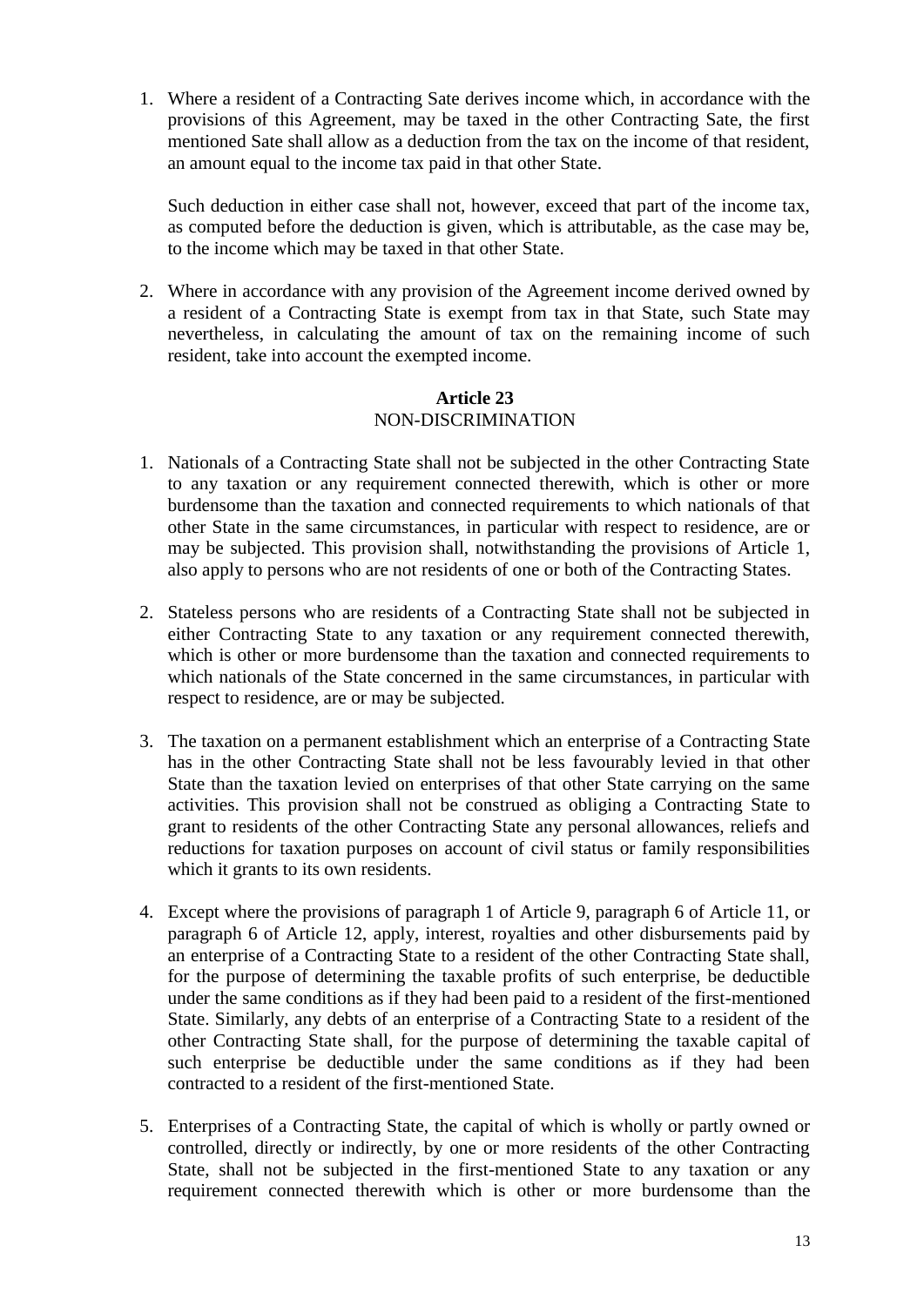1. Where a resident of a Contracting Sate derives income which, in accordance with the provisions of this Agreement, may be taxed in the other Contracting Sate, the first mentioned Sate shall allow as a deduction from the tax on the income of that resident, an amount equal to the income tax paid in that other State.

   Such deduction in either case shall not, however, exceed that part of the income tax, as computed before the deduction is given, which is attributable, as the case may be, to the income which may be taxed in that other State.

2. Where in accordance with any provision of the Agreement income derived owned by a resident of a Contracting State is exempt from tax in that State, such State may nevertheless, in calculating the amount of tax on the remaining income of such resident, take into account the exempted income.

### Article 23
NON-DISCRIMINATION

1. Nationals of a Contracting State shall not be subjected in the other Contracting State to any taxation or any requirement connected therewith, which is other or more burdensome than the taxation and connected requirements to which nationals of that other State in the same circumstances, in particular with respect to residence, are or may be subjected. This provision shall, notwithstanding the provisions of Article 1, also apply to persons who are not residents of one or both of the Contracting States.

2. Stateless persons who are residents of a Contracting State shall not be subjected in either Contracting State to any taxation or any requirement connected therewith, which is other or more burdensome than the taxation and connected requirements to which nationals of the State concerned in the same circumstances, in particular with respect to residence, are or may be subjected.

3. The taxation on a permanent establishment which an enterprise of a Contracting State has in the other Contracting State shall not be less favourably levied in that other State than the taxation levied on enterprises of that other State carrying on the same activities. This provision shall not be construed as obliging a Contracting State to grant to residents of the other Contracting State any personal allowances, reliefs and reductions for taxation purposes on account of civil status or family responsibilities which it grants to its own residents.

4. Except where the provisions of paragraph 1 of Article 9, paragraph 6 of Article 11, or paragraph 6 of Article 12, apply, interest, royalties and other disbursements paid by an enterprise of a Contracting State to a resident of the other Contracting State shall, for the purpose of determining the taxable profits of such enterprise, be deductible under the same conditions as if they had been paid to a resident of the first-mentioned State. Similarly, any debts of an enterprise of a Contracting State to a resident of the other Contracting State shall, for the purpose of determining the taxable capital of such enterprise be deductible under the same conditions as if they had been contracted to a resident of the first-mentioned State.

5. Enterprises of a Contracting State, the capital of which is wholly or partly owned or controlled, directly or indirectly, by one or more residents of the other Contracting State, shall not be subjected in the first-mentioned State to any taxation or any requirement connected therewith which is other or more burdensome than the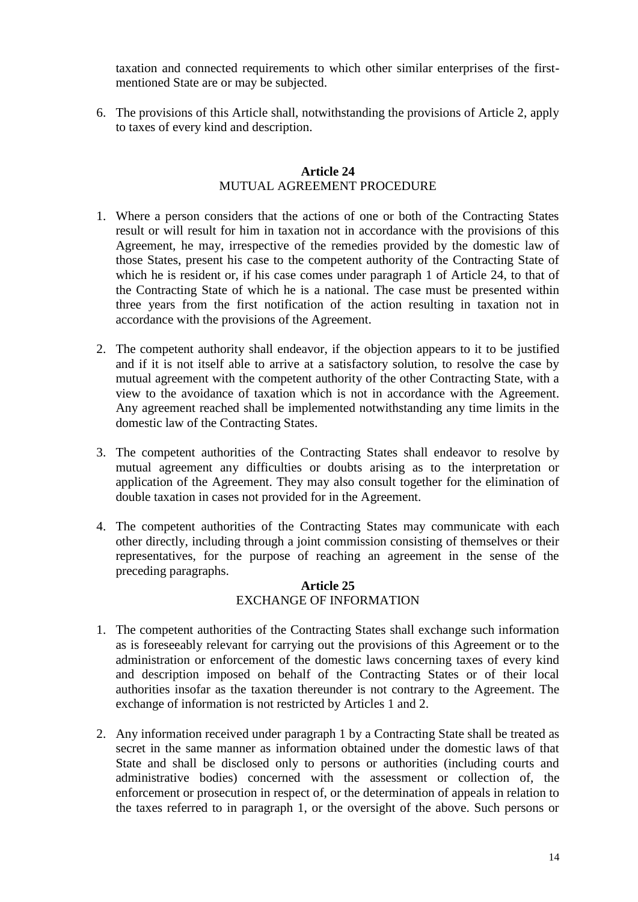taxation and connected requirements to which other similar enterprises of the first-mentioned State are or may be subjected.

6. The provisions of this Article shall, notwithstanding the provisions of Article 2, apply to taxes of every kind and description.

## Article 24
MUTUAL AGREEMENT PROCEDURE

1. Where a person considers that the actions of one or both of the Contracting States result or will result for him in taxation not in accordance with the provisions of this Agreement, he may, irrespective of the remedies provided by the domestic law of those States, present his case to the competent authority of the Contracting State of which he is resident or, if his case comes under paragraph 1 of Article 24, to that of the Contracting State of which he is a national. The case must be presented within three years from the first notification of the action resulting in taxation not in accordance with the provisions of the Agreement.

2. The competent authority shall endeavor, if the objection appears to it to be justified and if it is not itself able to arrive at a satisfactory solution, to resolve the case by mutual agreement with the competent authority of the other Contracting State, with a view to the avoidance of taxation which is not in accordance with the Agreement. Any agreement reached shall be implemented notwithstanding any time limits in the domestic law of the Contracting States.

3. The competent authorities of the Contracting States shall endeavor to resolve by mutual agreement any difficulties or doubts arising as to the interpretation or application of the Agreement. They may also consult together for the elimination of double taxation in cases not provided for in the Agreement.

4. The competent authorities of the Contracting States may communicate with each other directly, including through a joint commission consisting of themselves or their representatives, for the purpose of reaching an agreement in the sense of the preceding paragraphs.

## Article 25
EXCHANGE OF INFORMATION

1. The competent authorities of the Contracting States shall exchange such information as is foreseeably relevant for carrying out the provisions of this Agreement or to the administration or enforcement of the domestic laws concerning taxes of every kind and description imposed on behalf of the Contracting States or of their local authorities insofar as the taxation thereunder is not contrary to the Agreement. The exchange of information is not restricted by Articles 1 and 2.

2. Any information received under paragraph 1 by a Contracting State shall be treated as secret in the same manner as information obtained under the domestic laws of that State and shall be disclosed only to persons or authorities (including courts and administrative bodies) concerned with the assessment or collection of, the enforcement or prosecution in respect of, or the determination of appeals in relation to the taxes referred to in paragraph 1, or the oversight of the above. Such persons or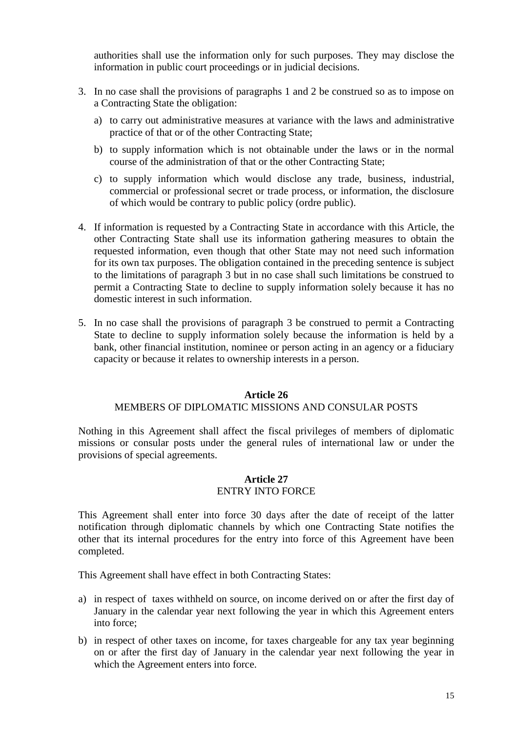authorities shall use the information only for such purposes. They may disclose the information in public court proceedings or in judicial decisions.

3. In no case shall the provisions of paragraphs 1 and 2 be construed so as to impose on a Contracting State the obligation:

   a) to carry out administrative measures at variance with the laws and administrative practice of that or of the other Contracting State;

   b) to supply information which is not obtainable under the laws or in the normal course of the administration of that or the other Contracting State;

   c) to supply information which would disclose any trade, business, industrial, commercial or professional secret or trade process, or information, the disclosure of which would be contrary to public policy (ordre public).

4. If information is requested by a Contracting State in accordance with this Article, the other Contracting State shall use its information gathering measures to obtain the requested information, even though that other State may not need such information for its own tax purposes. The obligation contained in the preceding sentence is subject to the limitations of paragraph 3 but in no case shall such limitations be construed to permit a Contracting State to decline to supply information solely because it has no domestic interest in such information.

5. In no case shall the provisions of paragraph 3 be construed to permit a Contracting State to decline to supply information solely because the information is held by a bank, other financial institution, nominee or person acting in an agency or a fiduciary capacity or because it relates to ownership interests in a person.

## Article 26
### MEMBERS OF DIPLOMATIC MISSIONS AND CONSULAR POSTS

Nothing in this Agreement shall affect the fiscal privileges of members of diplomatic missions or consular posts under the general rules of international law or under the provisions of special agreements.

## Article 27
### ENTRY INTO FORCE

This Agreement shall enter into force 30 days after the date of receipt of the latter notification through diplomatic channels by which one Contracting State notifies the other that its internal procedures for the entry into force of this Agreement have been completed.

This Agreement shall have effect in both Contracting States:

a) in respect of taxes withheld on source, on income derived on or after the first day of January in the calendar year next following the year in which this Agreement enters into force;

b) in respect of other taxes on income, for taxes chargeable for any tax year beginning on or after the first day of January in the calendar year next following the year in which the Agreement enters into force.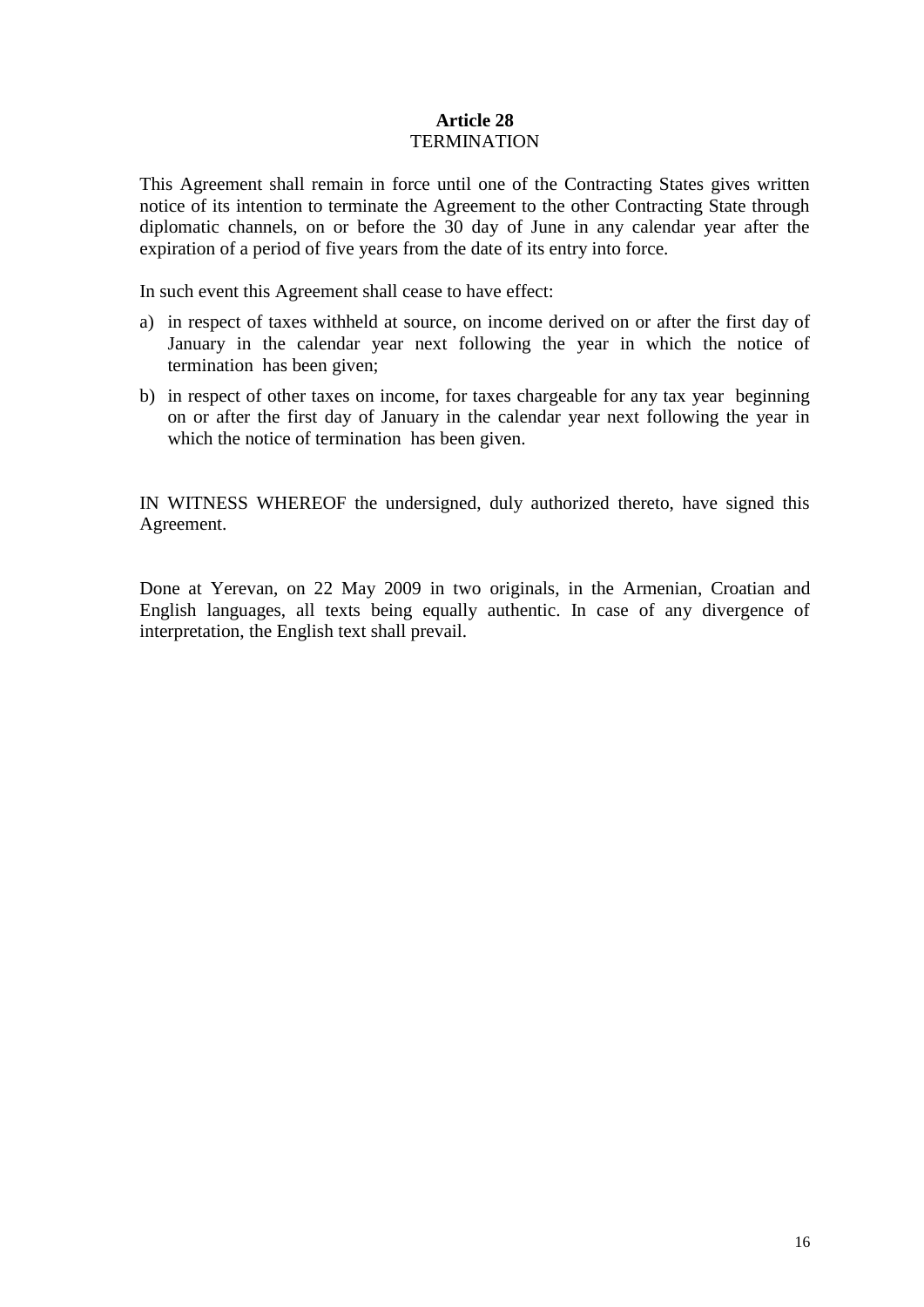## Article 28
TERMINATION

This Agreement shall remain in force until one of the Contracting States gives written notice of its intention to terminate the Agreement to the other Contracting State through diplomatic channels, on or before the 30 day of June in any calendar year after the expiration of a period of five years from the date of its entry into force.

In such event this Agreement shall cease to have effect:

a) in respect of taxes withheld at source, on income derived on or after the first day of January in the calendar year next following the year in which the notice of termination has been given;

b) in respect of other taxes on income, for taxes chargeable for any tax year beginning on or after the first day of January in the calendar year next following the year in which the notice of termination has been given.

IN WITNESS WHEREOF the undersigned, duly authorized thereto, have signed this Agreement.

Done at Yerevan, on 22 May 2009 in two originals, in the Armenian, Croatian and English languages, all texts being equally authentic. In case of any divergence of interpretation, the English text shall prevail.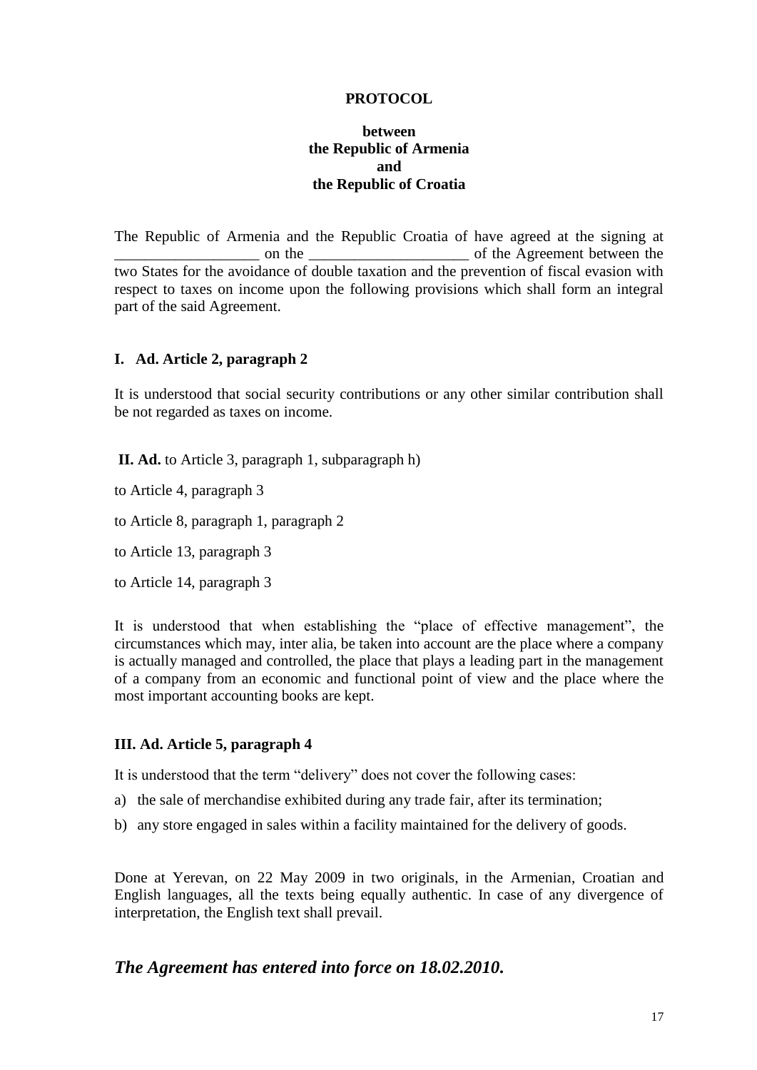**PROTOCOL**

**between**
**the Republic of Armenia**
**and**
**the Republic of Croatia**

The Republic of Armenia and the Republic Croatia of have agreed at the signing at ___________________ on the _____________________ of the Agreement between the two States for the avoidance of double taxation and the prevention of fiscal evasion with respect to taxes on income upon the following provisions which shall form an integral part of the said Agreement.

**I. Ad. Article 2, paragraph 2**

It is understood that social security contributions or any other similar contribution shall be not regarded as taxes on income.

**II. Ad.** to Article 3, paragraph 1, subparagraph h)

to Article 4, paragraph 3

to Article 8, paragraph 1, paragraph 2

to Article 13, paragraph 3

to Article 14, paragraph 3

It is understood that when establishing the "place of effective management", the circumstances which may, inter alia, be taken into account are the place where a company is actually managed and controlled, the place that plays a leading part in the management of a company from an economic and functional point of view and the place where the most important accounting books are kept.

**III. Ad. Article 5, paragraph 4**

It is understood that the term "delivery" does not cover the following cases:

a) the sale of merchandise exhibited during any trade fair, after its termination;
b) any store engaged in sales within a facility maintained for the delivery of goods.

Done at Yerevan, on 22 May 2009 in two originals, in the Armenian, Croatian and English languages, all the texts being equally authentic. In case of any divergence of interpretation, the English text shall prevail.

***The Agreement has entered into force on 18.02.2010.***